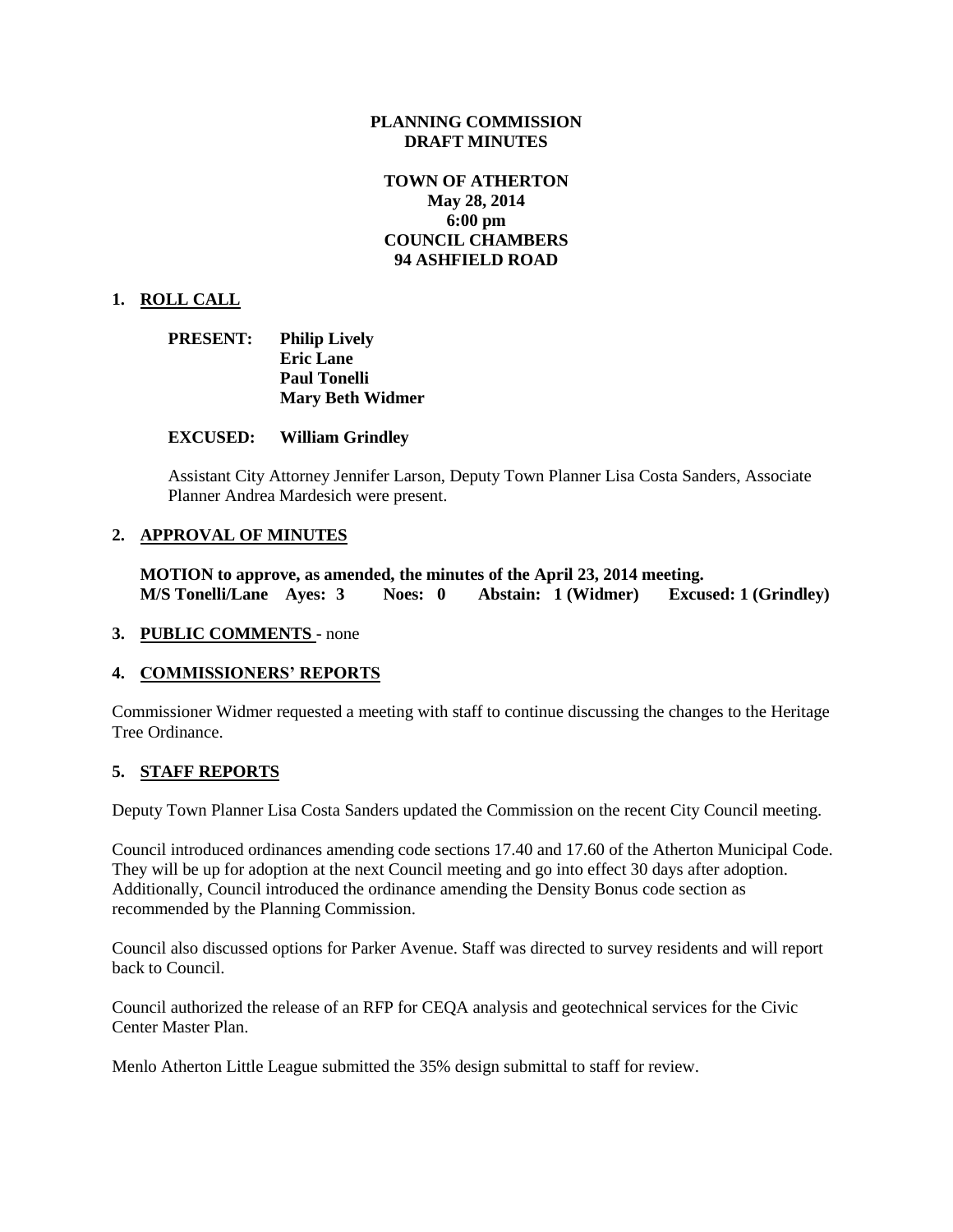**PLANNING COMMISSION**
**DRAFT MINUTES**

**TOWN OF ATHERTON**
**May 28, 2014**
**6:00 pm**
**COUNCIL CHAMBERS**
**94 ASHFIELD ROAD**

## 1. ROLL CALL

**PRESENT:** **Philip Lively**
**Eric Lane**
**Paul Tonelli**
**Mary Beth Widmer**

**EXCUSED:** **William Grindley**

Assistant City Attorney Jennifer Larson, Deputy Town Planner Lisa Costa Sanders, Associate Planner Andrea Mardesich were present.

## 2. APPROVAL OF MINUTES

**MOTION to approve, as amended, the minutes of the April 23, 2014 meeting.**
**M/S Tonelli/Lane Ayes: 3 Noes: 0 Abstain: 1 (Widmer) Excused: 1 (Grindley)**

## 3. PUBLIC COMMENTS - none

## 4. COMMISSIONERS' REPORTS

Commissioner Widmer requested a meeting with staff to continue discussing the changes to the Heritage Tree Ordinance.

## 5. STAFF REPORTS

Deputy Town Planner Lisa Costa Sanders updated the Commission on the recent City Council meeting.

Council introduced ordinances amending code sections 17.40 and 17.60 of the Atherton Municipal Code. They will be up for adoption at the next Council meeting and go into effect 30 days after adoption. Additionally, Council introduced the ordinance amending the Density Bonus code section as recommended by the Planning Commission.

Council also discussed options for Parker Avenue. Staff was directed to survey residents and will report back to Council.

Council authorized the release of an RFP for CEQA analysis and geotechnical services for the Civic Center Master Plan.

Menlo Atherton Little League submitted the 35% design submittal to staff for review.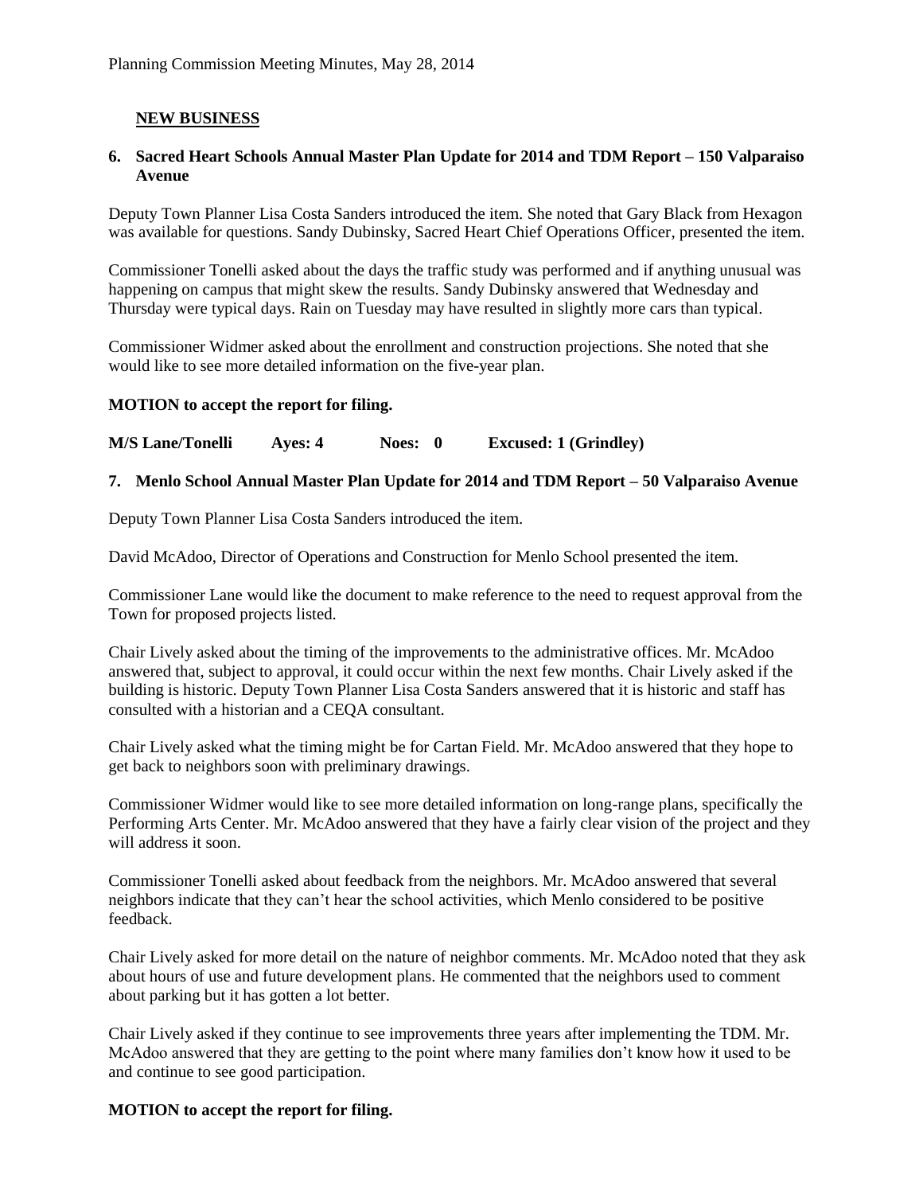## NEW BUSINESS

**6. Sacred Heart Schools Annual Master Plan Update for 2014 and TDM Report – 150 Valparaiso Avenue**

Deputy Town Planner Lisa Costa Sanders introduced the item. She noted that Gary Black from Hexagon was available for questions. Sandy Dubinsky, Sacred Heart Chief Operations Officer, presented the item.

Commissioner Tonelli asked about the days the traffic study was performed and if anything unusual was happening on campus that might skew the results. Sandy Dubinsky answered that Wednesday and Thursday were typical days. Rain on Tuesday may have resulted in slightly more cars than typical.

Commissioner Widmer asked about the enrollment and construction projections. She noted that she would like to see more detailed information on the five-year plan.

**MOTION to accept the report for filing.**

**M/S Lane/Tonelli Ayes: 4 Noes: 0 Excused: 1 (Grindley)**

**7. Menlo School Annual Master Plan Update for 2014 and TDM Report – 50 Valparaiso Avenue**

Deputy Town Planner Lisa Costa Sanders introduced the item.

David McAdoo, Director of Operations and Construction for Menlo School presented the item.

Commissioner Lane would like the document to make reference to the need to request approval from the Town for proposed projects listed.

Chair Lively asked about the timing of the improvements to the administrative offices. Mr. McAdoo answered that, subject to approval, it could occur within the next few months. Chair Lively asked if the building is historic. Deputy Town Planner Lisa Costa Sanders answered that it is historic and staff has consulted with a historian and a CEQA consultant.

Chair Lively asked what the timing might be for Cartan Field. Mr. McAdoo answered that they hope to get back to neighbors soon with preliminary drawings.

Commissioner Widmer would like to see more detailed information on long-range plans, specifically the Performing Arts Center. Mr. McAdoo answered that they have a fairly clear vision of the project and they will address it soon.

Commissioner Tonelli asked about feedback from the neighbors. Mr. McAdoo answered that several neighbors indicate that they can't hear the school activities, which Menlo considered to be positive feedback.

Chair Lively asked for more detail on the nature of neighbor comments. Mr. McAdoo noted that they ask about hours of use and future development plans. He commented that the neighbors used to comment about parking but it has gotten a lot better.

Chair Lively asked if they continue to see improvements three years after implementing the TDM. Mr. McAdoo answered that they are getting to the point where many families don't know how it used to be and continue to see good participation.

**MOTION to accept the report for filing.**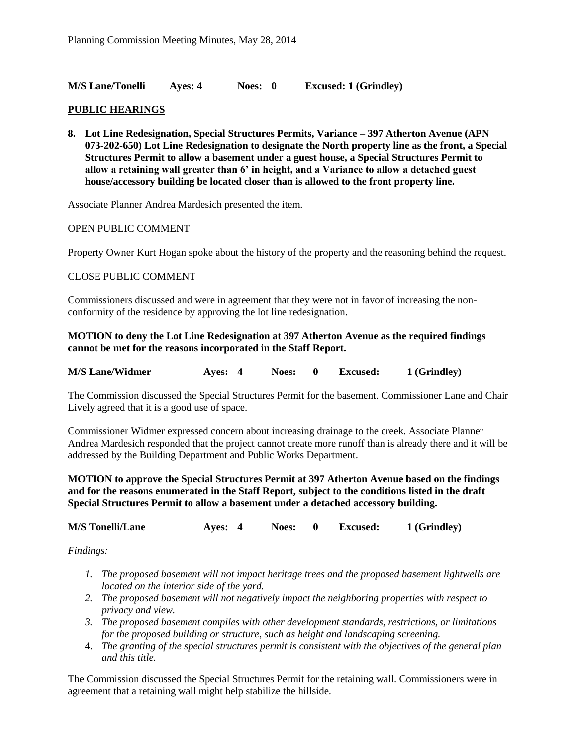**M/S Lane/Tonelli Ayes: 4 Noes: 0 Excused: 1 (Grindley)**

## PUBLIC HEARINGS

**8. Lot Line Redesignation, Special Structures Permits, Variance – 397 Atherton Avenue (APN 073-202-650) Lot Line Redesignation to designate the North property line as the front, a Special Structures Permit to allow a basement under a guest house, a Special Structures Permit to allow a retaining wall greater than 6' in height, and a Variance to allow a detached guest house/accessory building be located closer than is allowed to the front property line.**

Associate Planner Andrea Mardesich presented the item.

OPEN PUBLIC COMMENT

Property Owner Kurt Hogan spoke about the history of the property and the reasoning behind the request.

CLOSE PUBLIC COMMENT

Commissioners discussed and were in agreement that they were not in favor of increasing the non-conformity of the residence by approving the lot line redesignation.

**MOTION to deny the Lot Line Redesignation at 397 Atherton Avenue as the required findings cannot be met for the reasons incorporated in the Staff Report.**

**M/S Lane/Widmer Ayes: 4 Noes: 0 Excused: 1 (Grindley)**

The Commission discussed the Special Structures Permit for the basement. Commissioner Lane and Chair Lively agreed that it is a good use of space.

Commissioner Widmer expressed concern about increasing drainage to the creek. Associate Planner Andrea Mardesich responded that the project cannot create more runoff than is already there and it will be addressed by the Building Department and Public Works Department.

**MOTION to approve the Special Structures Permit at 397 Atherton Avenue based on the findings and for the reasons enumerated in the Staff Report, subject to the conditions listed in the draft Special Structures Permit to allow a basement under a detached accessory building.**

**M/S Tonelli/Lane Ayes: 4 Noes: 0 Excused: 1 (Grindley)**

*Findings:*

1. *The proposed basement will not impact heritage trees and the proposed basement lightwells are located on the interior side of the yard.*
2. *The proposed basement will not negatively impact the neighboring properties with respect to privacy and view.*
3. *The proposed basement compiles with other development standards, restrictions, or limitations for the proposed building or structure, such as height and landscaping screening.*
4. *The granting of the special structures permit is consistent with the objectives of the general plan and this title.*

The Commission discussed the Special Structures Permit for the retaining wall. Commissioners were in agreement that a retaining wall might help stabilize the hillside.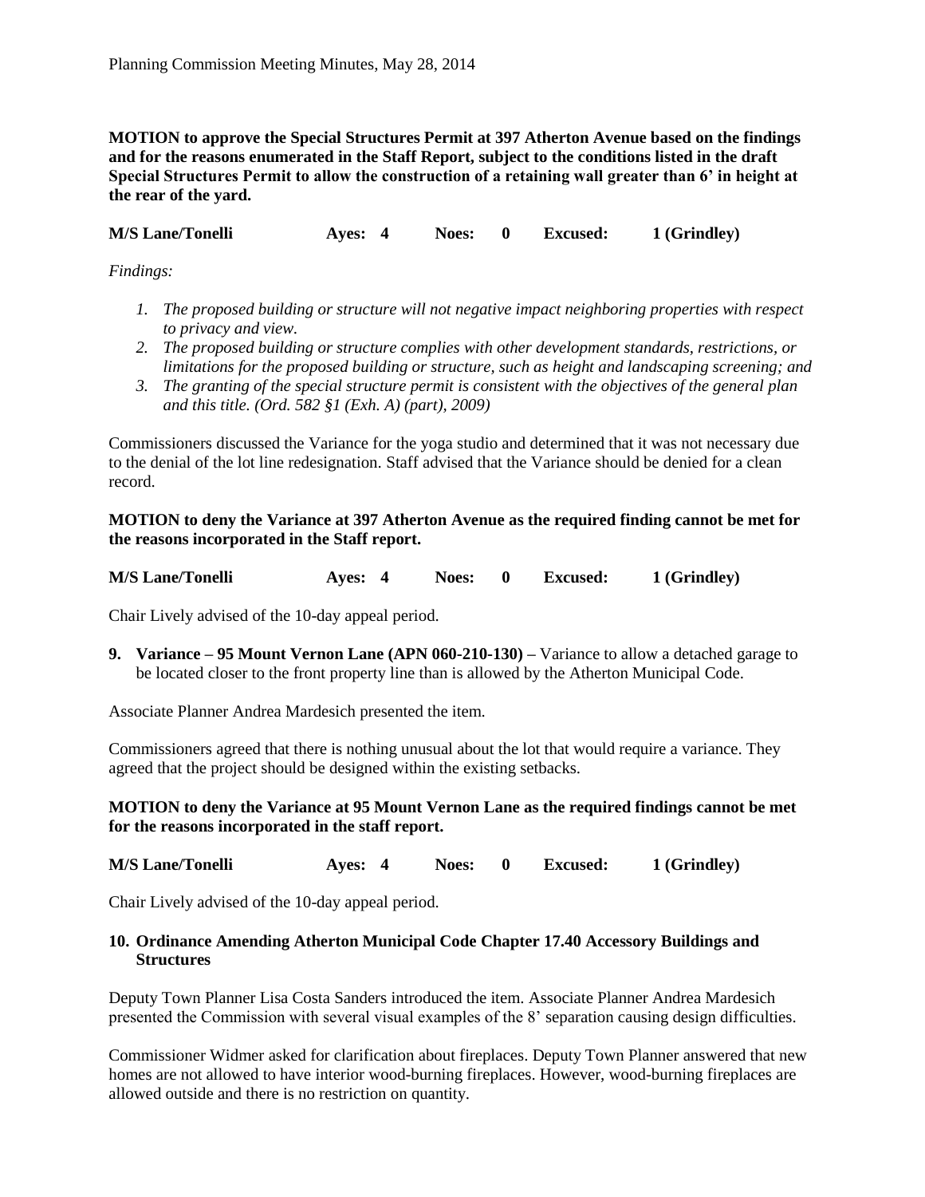**MOTION to approve the Special Structures Permit at 397 Atherton Avenue based on the findings and for the reasons enumerated in the Staff Report, subject to the conditions listed in the draft Special Structures Permit to allow the construction of a retaining wall greater than 6' in height at the rear of the yard.**

**M/S Lane/Tonelli Ayes: 4 Noes: 0 Excused: 1 (Grindley)**

*Findings:*

1. *The proposed building or structure will not negative impact neighboring properties with respect to privacy and view.*
2. *The proposed building or structure complies with other development standards, restrictions, or limitations for the proposed building or structure, such as height and landscaping screening; and*
3. *The granting of the special structure permit is consistent with the objectives of the general plan and this title. (Ord. 582 §1 (Exh. A) (part), 2009)*

Commissioners discussed the Variance for the yoga studio and determined that it was not necessary due to the denial of the lot line redesignation. Staff advised that the Variance should be denied for a clean record.

**MOTION to deny the Variance at 397 Atherton Avenue as the required finding cannot be met for the reasons incorporated in the Staff report.**

**M/S Lane/Tonelli Ayes: 4 Noes: 0 Excused: 1 (Grindley)**

Chair Lively advised of the 10-day appeal period.

**9. Variance – 95 Mount Vernon Lane (APN 060-210-130) –** Variance to allow a detached garage to be located closer to the front property line than is allowed by the Atherton Municipal Code.

Associate Planner Andrea Mardesich presented the item.

Commissioners agreed that there is nothing unusual about the lot that would require a variance. They agreed that the project should be designed within the existing setbacks.

**MOTION to deny the Variance at 95 Mount Vernon Lane as the required findings cannot be met for the reasons incorporated in the staff report.**

**M/S Lane/Tonelli Ayes: 4 Noes: 0 Excused: 1 (Grindley)**

Chair Lively advised of the 10-day appeal period.

**10. Ordinance Amending Atherton Municipal Code Chapter 17.40 Accessory Buildings and Structures**

Deputy Town Planner Lisa Costa Sanders introduced the item. Associate Planner Andrea Mardesich presented the Commission with several visual examples of the 8' separation causing design difficulties.

Commissioner Widmer asked for clarification about fireplaces. Deputy Town Planner answered that new homes are not allowed to have interior wood-burning fireplaces. However, wood-burning fireplaces are allowed outside and there is no restriction on quantity.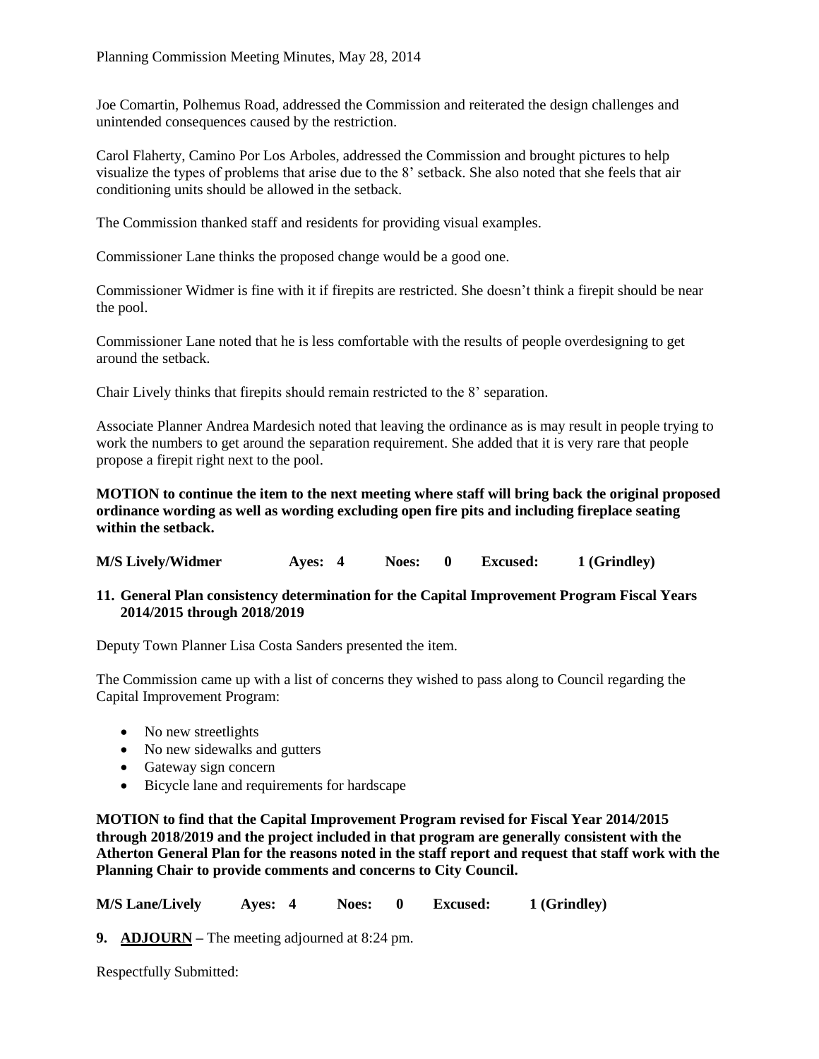Joe Comartin, Polhemus Road, addressed the Commission and reiterated the design challenges and unintended consequences caused by the restriction.

Carol Flaherty, Camino Por Los Arboles, addressed the Commission and brought pictures to help visualize the types of problems that arise due to the 8' setback. She also noted that she feels that air conditioning units should be allowed in the setback.

The Commission thanked staff and residents for providing visual examples.

Commissioner Lane thinks the proposed change would be a good one.

Commissioner Widmer is fine with it if firepits are restricted. She doesn't think a firepit should be near the pool.

Commissioner Lane noted that he is less comfortable with the results of people overdesigning to get around the setback.

Chair Lively thinks that firepits should remain restricted to the 8' separation.

Associate Planner Andrea Mardesich noted that leaving the ordinance as is may result in people trying to work the numbers to get around the separation requirement. She added that it is very rare that people propose a firepit right next to the pool.

**MOTION to continue the item to the next meeting where staff will bring back the original proposed ordinance wording as well as wording excluding open fire pits and including fireplace seating within the setback.**

**M/S Lively/Widmer Ayes: 4 Noes: 0 Excused: 1 (Grindley)**

**11. General Plan consistency determination for the Capital Improvement Program Fiscal Years 2014/2015 through 2018/2019**

Deputy Town Planner Lisa Costa Sanders presented the item.

The Commission came up with a list of concerns they wished to pass along to Council regarding the Capital Improvement Program:

- No new streetlights
- No new sidewalks and gutters
- Gateway sign concern
- Bicycle lane and requirements for hardscape

**MOTION to find that the Capital Improvement Program revised for Fiscal Year 2014/2015 through 2018/2019 and the project included in that program are generally consistent with the Atherton General Plan for the reasons noted in the staff report and request that staff work with the Planning Chair to provide comments and concerns to City Council.**

**M/S Lane/Lively Ayes: 4 Noes: 0 Excused: 1 (Grindley)**

**9. ADJOURN** – The meeting adjourned at 8:24 pm.

Respectfully Submitted: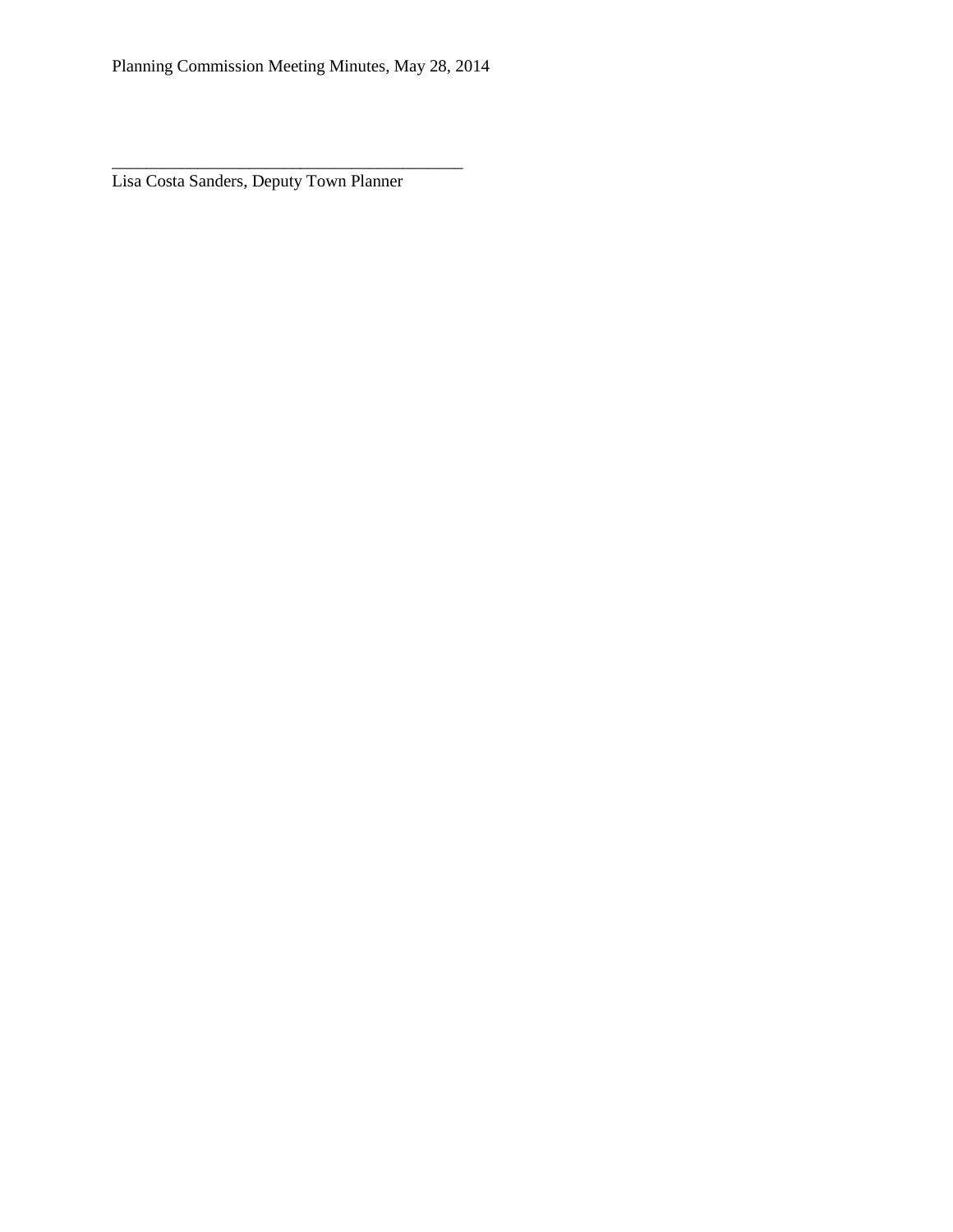\_\_\_\_\_\_\_\_\_\_\_\_\_\_\_\_\_\_\_\_\_\_\_\_\_\_\_\_\_\_\_\_\_\_\_\_\_\_\_\_\_\_\_

Lisa Costa Sanders, Deputy Town Planner